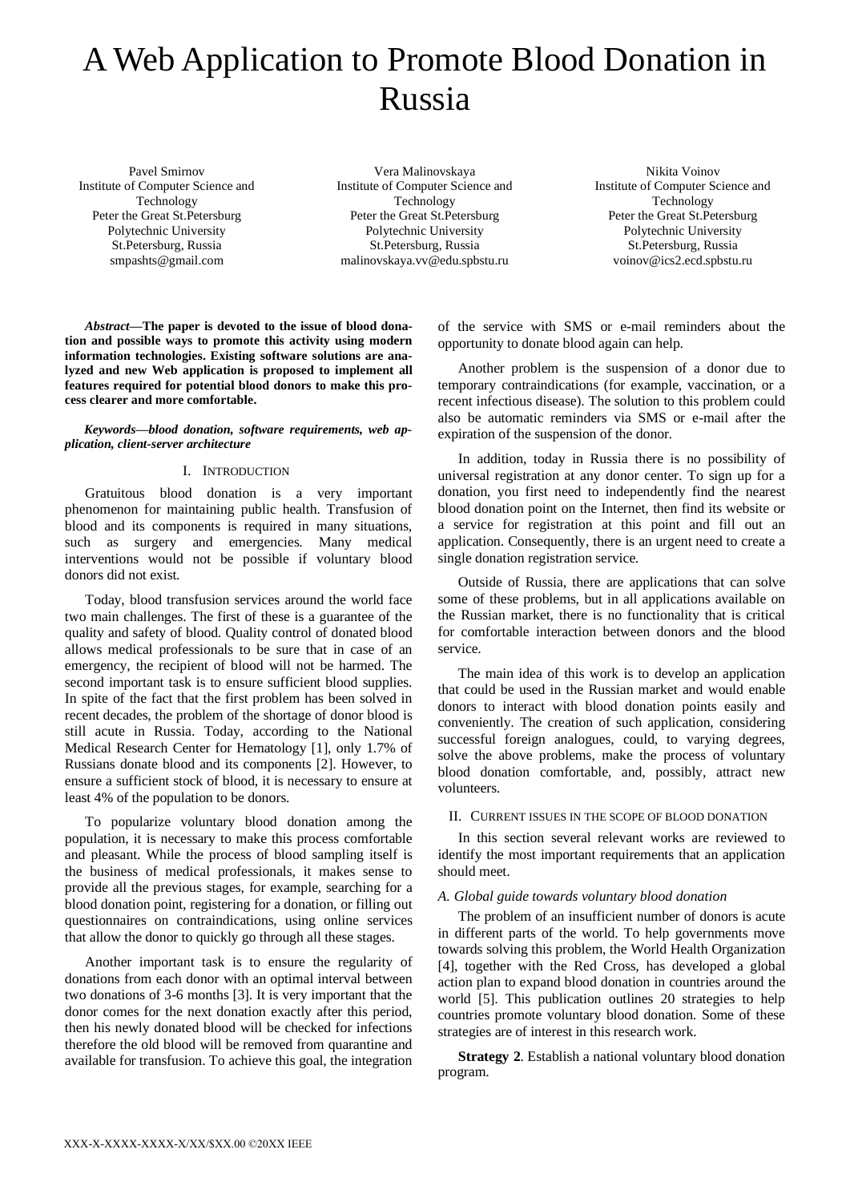# A Web Application to Promote Blood Donation in Russia

Pavel Smirnov
Institute of Computer Science and Technology
Peter the Great St.Petersburg Polytechnic University
St.Petersburg, Russia
smpashts@gmail.com

Vera Malinovskaya
Institute of Computer Science and Technology
Peter the Great St.Petersburg Polytechnic University
St.Petersburg, Russia
malinovskaya.vv@edu.spbstu.ru

Nikita Voinov
Institute of Computer Science and Technology
Peter the Great St.Petersburg Polytechnic University
St.Petersburg, Russia
voinov@ics2.ecd.spbstu.ru

***Abstract*—The paper is devoted to the issue of blood donation and possible ways to promote this activity using modern information technologies. Existing software solutions are analyzed and new Web application is proposed to implement all features required for potential blood donors to make this process clearer and more comfortable.**

***Keywords*—*blood donation, software requirements, web application, client-server architecture***

## I. Introduction

Gratuitous blood donation is a very important phenomenon for maintaining public health. Transfusion of blood and its components is required in many situations, such as surgery and emergencies. Many medical interventions would not be possible if voluntary blood donors did not exist.

Today, blood transfusion services around the world face two main challenges. The first of these is a guarantee of the quality and safety of blood. Quality control of donated blood allows medical professionals to be sure that in case of an emergency, the recipient of blood will not be harmed. The second important task is to ensure sufficient blood supplies. In spite of the fact that the first problem has been solved in recent decades, the problem of the shortage of donor blood is still acute in Russia. Today, according to the National Medical Research Center for Hematology [1], only 1.7% of Russians donate blood and its components [2]. However, to ensure a sufficient stock of blood, it is necessary to ensure at least 4% of the population to be donors.

To popularize voluntary blood donation among the population, it is necessary to make this process comfortable and pleasant. While the process of blood sampling itself is the business of medical professionals, it makes sense to provide all the previous stages, for example, searching for a blood donation point, registering for a donation, or filling out questionnaires on contraindications, using online services that allow the donor to quickly go through all these stages.

Another important task is to ensure the regularity of donations from each donor with an optimal interval between two donations of 3-6 months [3]. It is very important that the donor comes for the next donation exactly after this period, then his newly donated blood will be checked for infections therefore the old blood will be removed from quarantine and available for transfusion. To achieve this goal, the integration of the service with SMS or e-mail reminders about the opportunity to donate blood again can help.

Another problem is the suspension of a donor due to temporary contraindications (for example, vaccination, or a recent infectious disease). The solution to this problem could also be automatic reminders via SMS or e-mail after the expiration of the suspension of the donor.

In addition, today in Russia there is no possibility of universal registration at any donor center. To sign up for a donation, you first need to independently find the nearest blood donation point on the Internet, then find its website or a service for registration at this point and fill out an application. Consequently, there is an urgent need to create a single donation registration service.

Outside of Russia, there are applications that can solve some of these problems, but in all applications available on the Russian market, there is no functionality that is critical for comfortable interaction between donors and the blood service.

The main idea of this work is to develop an application that could be used in the Russian market and would enable donors to interact with blood donation points easily and conveniently. The creation of such application, considering successful foreign analogues, could, to varying degrees, solve the above problems, make the process of voluntary blood donation comfortable, and, possibly, attract new volunteers.

## II. Current issues in the scope of blood donation

In this section several relevant works are reviewed to identify the most important requirements that an application should meet.

### *A. Global guide towards voluntary blood donation*

The problem of an insufficient number of donors is acute in different parts of the world. To help governments move towards solving this problem, the World Health Organization [4], together with the Red Cross, has developed a global action plan to expand blood donation in countries around the world [5]. This publication outlines 20 strategies to help countries promote voluntary blood donation. Some of these strategies are of interest in this research work.

**Strategy 2**. Establish a national voluntary blood donation program.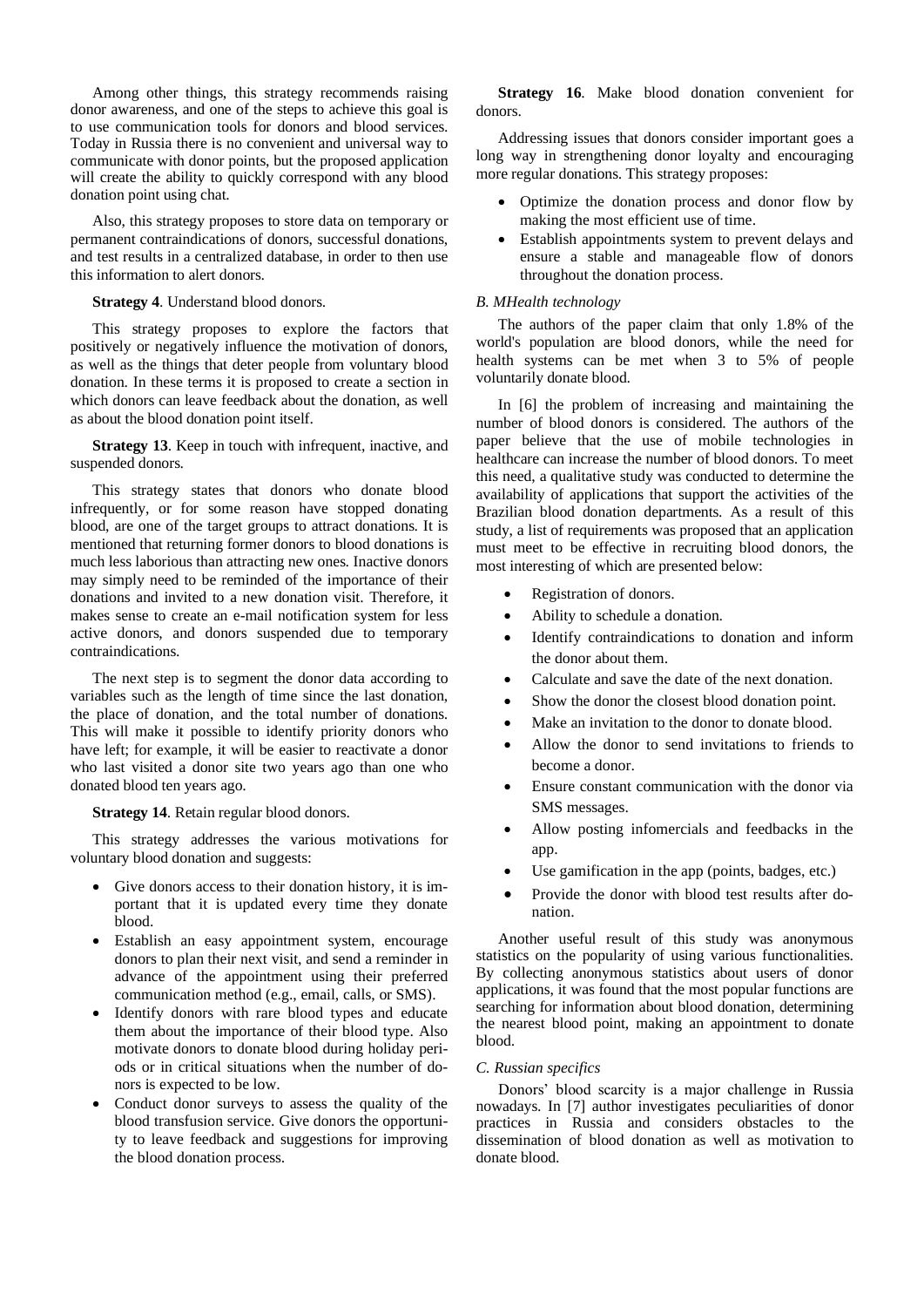Among other things, this strategy recommends raising donor awareness, and one of the steps to achieve this goal is to use communication tools for donors and blood services. Today in Russia there is no convenient and universal way to communicate with donor points, but the proposed application will create the ability to quickly correspond with any blood donation point using chat.

Also, this strategy proposes to store data on temporary or permanent contraindications of donors, successful donations, and test results in a centralized database, in order to then use this information to alert donors.

**Strategy 4**. Understand blood donors.

This strategy proposes to explore the factors that positively or negatively influence the motivation of donors, as well as the things that deter people from voluntary blood donation. In these terms it is proposed to create a section in which donors can leave feedback about the donation, as well as about the blood donation point itself.

**Strategy 13**. Keep in touch with infrequent, inactive, and suspended donors.

This strategy states that donors who donate blood infrequently, or for some reason have stopped donating blood, are one of the target groups to attract donations. It is mentioned that returning former donors to blood donations is much less laborious than attracting new ones. Inactive donors may simply need to be reminded of the importance of their donations and invited to a new donation visit. Therefore, it makes sense to create an e-mail notification system for less active donors, and donors suspended due to temporary contraindications.

The next step is to segment the donor data according to variables such as the length of time since the last donation, the place of donation, and the total number of donations. This will make it possible to identify priority donors who have left; for example, it will be easier to reactivate a donor who last visited a donor site two years ago than one who donated blood ten years ago.

**Strategy 14**. Retain regular blood donors.

This strategy addresses the various motivations for voluntary blood donation and suggests:

- Give donors access to their donation history, it is important that it is updated every time they donate blood.
- Establish an easy appointment system, encourage donors to plan their next visit, and send a reminder in advance of the appointment using their preferred communication method (e.g., email, calls, or SMS).
- Identify donors with rare blood types and educate them about the importance of their blood type. Also motivate donors to donate blood during holiday periods or in critical situations when the number of donors is expected to be low.
- Conduct donor surveys to assess the quality of the blood transfusion service. Give donors the opportunity to leave feedback and suggestions for improving the blood donation process.

**Strategy 16**. Make blood donation convenient for donors.

Addressing issues that donors consider important goes a long way in strengthening donor loyalty and encouraging more regular donations. This strategy proposes:

- Optimize the donation process and donor flow by making the most efficient use of time.
- Establish appointments system to prevent delays and ensure a stable and manageable flow of donors throughout the donation process.

### *B. MHealth technology*

The authors of the paper claim that only 1.8% of the world's population are blood donors, while the need for health systems can be met when 3 to 5% of people voluntarily donate blood.

In [6] the problem of increasing and maintaining the number of blood donors is considered. The authors of the paper believe that the use of mobile technologies in healthcare can increase the number of blood donors. To meet this need, a qualitative study was conducted to determine the availability of applications that support the activities of the Brazilian blood donation departments. As a result of this study, a list of requirements was proposed that an application must meet to be effective in recruiting blood donors, the most interesting of which are presented below:

- Registration of donors.
- Ability to schedule a donation.
- Identify contraindications to donation and inform the donor about them.
- Calculate and save the date of the next donation.
- Show the donor the closest blood donation point.
- Make an invitation to the donor to donate blood.
- Allow the donor to send invitations to friends to become a donor.
- Ensure constant communication with the donor via SMS messages.
- Allow posting infomercials and feedbacks in the app.
- Use gamification in the app (points, badges, etc.)
- Provide the donor with blood test results after donation.

Another useful result of this study was anonymous statistics on the popularity of using various functionalities. By collecting anonymous statistics about users of donor applications, it was found that the most popular functions are searching for information about blood donation, determining the nearest blood point, making an appointment to donate blood.

### *C. Russian specifics*

Donors' blood scarcity is a major challenge in Russia nowadays. In [7] author investigates peculiarities of donor practices in Russia and considers obstacles to the dissemination of blood donation as well as motivation to donate blood.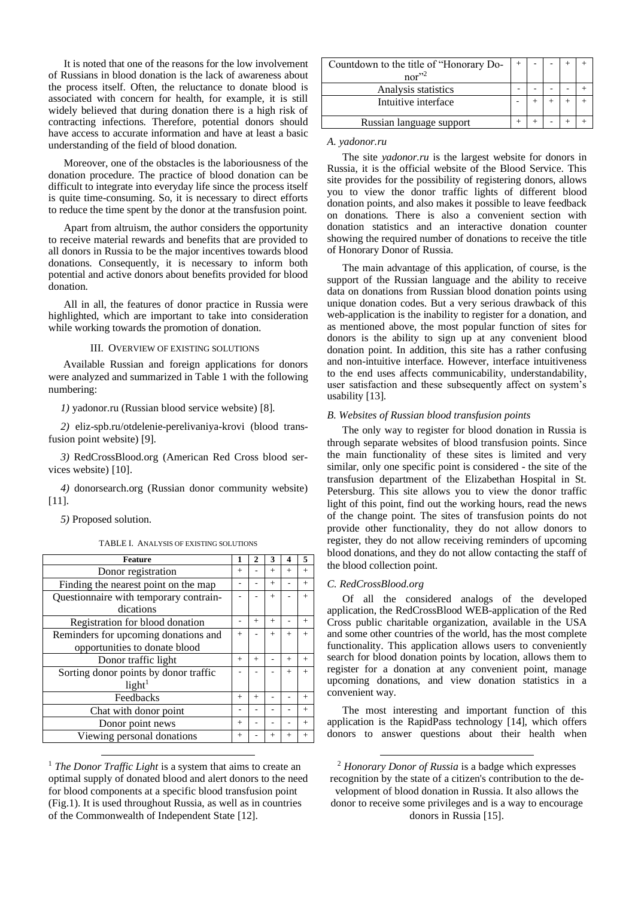It is noted that one of the reasons for the low involvement of Russians in blood donation is the lack of awareness about the process itself. Often, the reluctance to donate blood is associated with concern for health, for example, it is still widely believed that during donation there is a high risk of contracting infections. Therefore, potential donors should have access to accurate information and have at least a basic understanding of the field of blood donation.

Moreover, one of the obstacles is the laboriousness of the donation procedure. The practice of blood donation can be difficult to integrate into everyday life since the process itself is quite time-consuming. So, it is necessary to direct efforts to reduce the time spent by the donor at the transfusion point.

Apart from altruism, the author considers the opportunity to receive material rewards and benefits that are provided to all donors in Russia to be the major incentives towards blood donations. Consequently, it is necessary to inform both potential and active donors about benefits provided for blood donation.

All in all, the features of donor practice in Russia were highlighted, which are important to take into consideration while working towards the promotion of donation.

## III. Overview of Existing Solutions

Available Russian and foreign applications for donors were analyzed and summarized in Table 1 with the following numbering:

*1)* yadonor.ru (Russian blood service website) [8].

*2)* eliz-spb.ru/otdelenie-perelivaniya-krovi (blood transfusion point website) [9].

*3)* RedCrossBlood.org (American Red Cross blood services website) [10].

*4)* donorsearch.org (Russian donor community website) [11].

*5)* Proposed solution.

TABLE I. Analysis of Existing Solutions

| Feature | 1 | 2 | 3 | 4 | 5 |
|---|---|---|---|---|---|
| Donor registration | + | - | + | + | + |
| Finding the nearest point on the map | - | - | + | - | + |
| Questionnaire with temporary contraindications | - | - | + | - | + |
| Registration for blood donation | - | + | + | - | + |
| Reminders for upcoming donations and opportunities to donate blood | + | - | + | + | + |
| Donor traffic light | + | + | - | + | + |
| Sorting donor points by donor traffic light[1] | - | - | - | + | + |
| Feedbacks | + | + | - | - | + |
| Chat with donor point | - | - | - | - | + |
| Donor point news | + | - | - | - | + |
| Viewing personal donations | + | - | + | + | + |
| Countdown to the title of "Honorary Donor"[2] | + | - | - | + | + |
| Analysis statistics | - | - | - | - | + |
| Intuitive interface | - | + | + | + | + |
| Russian language support | + | + | - | + | + |

### A. yadonor.ru

The site *yadonor.ru* is the largest website for donors in Russia, it is the official website of the Blood Service. This site provides for the possibility of registering donors, allows you to view the donor traffic lights of different blood donation points, and also makes it possible to leave feedback on donations. There is also a convenient section with donation statistics and an interactive donation counter showing the required number of donations to receive the title of Honorary Donor of Russia.

The main advantage of this application, of course, is the support of the Russian language and the ability to receive data on donations from Russian blood donation points using unique donation codes. But a very serious drawback of this web-application is the inability to register for a donation, and as mentioned above, the most popular function of sites for donors is the ability to sign up at any convenient blood donation point. In addition, this site has a rather confusing and non-intuitive interface. However, interface intuitiveness to the end uses affects communicability, understandability, user satisfaction and these subsequently affect on system's usability [13].

### B. Websites of Russian blood transfusion points

The only way to register for blood donation in Russia is through separate websites of blood transfusion points. Since the main functionality of these sites is limited and very similar, only one specific point is considered - the site of the transfusion department of the Elizabethan Hospital in St. Petersburg. This site allows you to view the donor traffic light of this point, find out the working hours, read the news of the change point. The sites of transfusion points do not provide other functionality, they do not allow donors to register, they do not allow receiving reminders of upcoming blood donations, and they do not allow contacting the staff of the blood collection point.

### C. RedCrossBlood.org

Of all the considered analogs of the developed application, the RedCrossBlood WEB-application of the Red Cross public charitable organization, available in the USA and some other countries of the world, has the most complete functionality. This application allows users to conveniently search for blood donation points by location, allows them to register for a donation at any convenient point, manage upcoming donations, and view donation statistics in a convenient way.

The most interesting and important function of this application is the RapidPass technology [14], which offers donors to answer questions about their health when

[1] *The Donor Traffic Light* is a system that aims to create an optimal supply of donated blood and alert donors to the need for blood components at a specific blood transfusion point (Fig.1). It is used throughout Russia, as well as in countries of the Commonwealth of Independent State [12].

[2] *Honorary Donor of Russia* is a badge which expresses recognition by the state of a citizen's contribution to the development of blood donation in Russia. It also allows the donor to receive some privileges and is a way to encourage donors in Russia [15].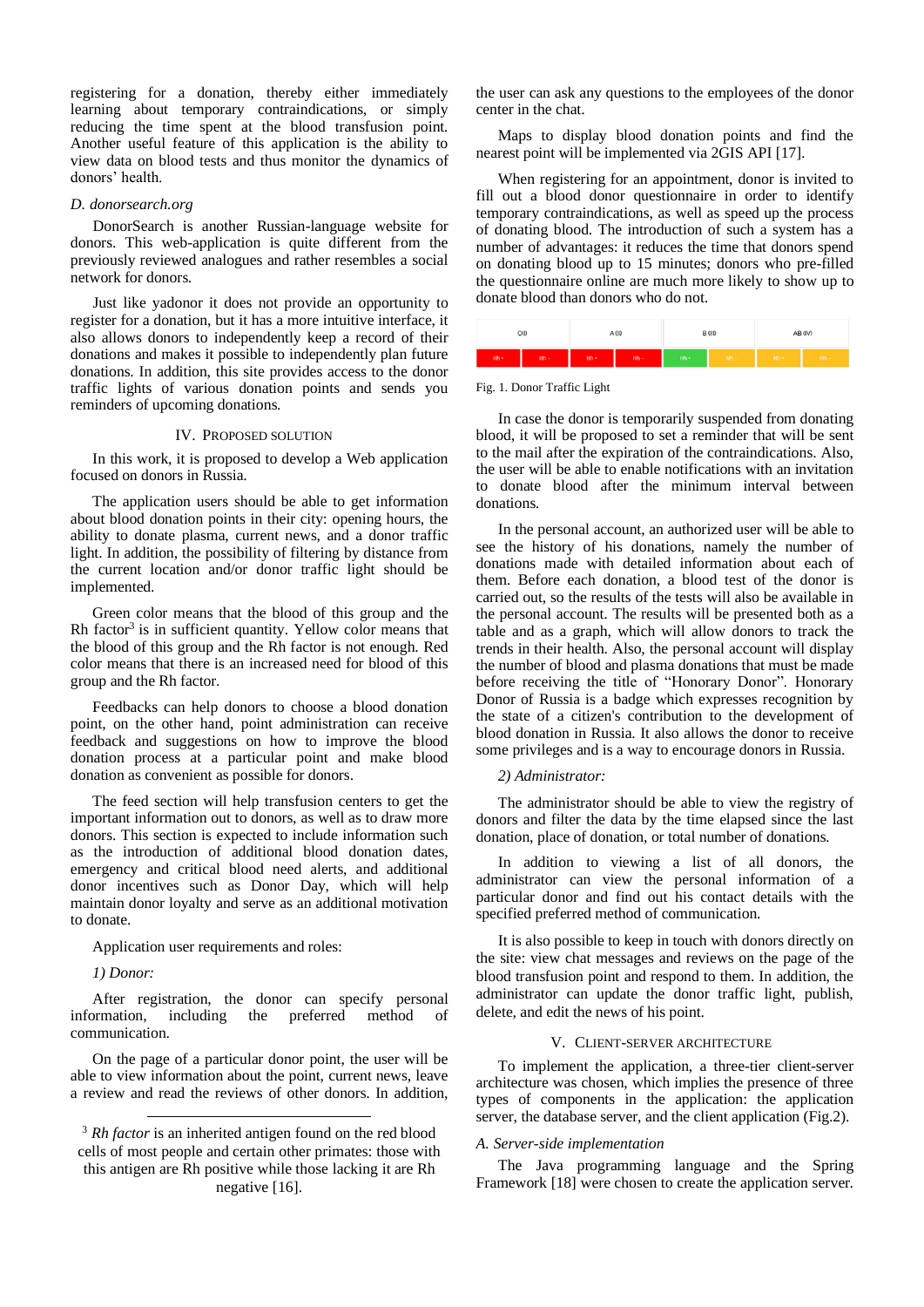registering for a donation, thereby either immediately learning about temporary contraindications, or simply reducing the time spent at the blood transfusion point. Another useful feature of this application is the ability to view data on blood tests and thus monitor the dynamics of donors' health.

### *D. donorsearch.org*

DonorSearch is another Russian-language website for donors. This web-application is quite different from the previously reviewed analogues and rather resembles a social network for donors.

Just like yadonor it does not provide an opportunity to register for a donation, but it has a more intuitive interface, it also allows donors to independently keep a record of their donations and makes it possible to independently plan future donations. In addition, this site provides access to the donor traffic lights of various donation points and sends you reminders of upcoming donations.

## IV. Proposed Solution

In this work, it is proposed to develop a Web application focused on donors in Russia.

The application users should be able to get information about blood donation points in their city: opening hours, the ability to donate plasma, current news, and a donor traffic light. In addition, the possibility of filtering by distance from the current location and/or donor traffic light should be implemented.

Green color means that the blood of this group and the Rh factor[3] is in sufficient quantity. Yellow color means that the blood of this group and the Rh factor is not enough. Red color means that there is an increased need for blood of this group and the Rh factor.

Feedbacks can help donors to choose a blood donation point, on the other hand, point administration can receive feedback and suggestions on how to improve the blood donation process at a particular point and make blood donation as convenient as possible for donors.

The feed section will help transfusion centers to get the important information out to donors, as well as to draw more donors. This section is expected to include information such as the introduction of additional blood donation dates, emergency and critical blood need alerts, and additional donor incentives such as Donor Day, which will help maintain donor loyalty and serve as an additional motivation to donate.

Application user requirements and roles:

*1) Donor:*

After registration, the donor can specify personal information, including the preferred method of communication.

On the page of a particular donor point, the user will be able to view information about the point, current news, leave a review and read the reviews of other donors. In addition, the user can ask any questions to the employees of the donor center in the chat.

Maps to display blood donation points and find the nearest point will be implemented via 2GIS API [17].

When registering for an appointment, donor is invited to fill out a blood donor questionnaire in order to identify temporary contraindications, as well as speed up the process of donating blood. The introduction of such a system has a number of advantages: it reduces the time that donors spend on donating blood up to 15 minutes; donors who pre-filled the questionnaire online are much more likely to show up to donate blood than donors who do not.

| O(I) | | A(II) | | B(III) | | AB(IV) | |
|---|---|---|---|---|---|---|---|
| Rh + | Rh - | Rh + | Rh - | Rh + | Rh - | Rh + | Rh - |

Fig. 1. Donor Traffic Light

In case the donor is temporarily suspended from donating blood, it will be proposed to set a reminder that will be sent to the mail after the expiration of the contraindications. Also, the user will be able to enable notifications with an invitation to donate blood after the minimum interval between donations.

In the personal account, an authorized user will be able to see the history of his donations, namely the number of donations made with detailed information about each of them. Before each donation, a blood test of the donor is carried out, so the results of the tests will also be available in the personal account. The results will be presented both as a table and as a graph, which will allow donors to track the trends in their health. Also, the personal account will display the number of blood and plasma donations that must be made before receiving the title of "Honorary Donor". Honorary Donor of Russia is a badge which expresses recognition by the state of a citizen's contribution to the development of blood donation in Russia. It also allows the donor to receive some privileges and is a way to encourage donors in Russia.

*2) Administrator:*

The administrator should be able to view the registry of donors and filter the data by the time elapsed since the last donation, place of donation, or total number of donations.

In addition to viewing a list of all donors, the administrator can view the personal information of a particular donor and find out his contact details with the specified preferred method of communication.

It is also possible to keep in touch with donors directly on the site: view chat messages and reviews on the page of the blood transfusion point and respond to them. In addition, the administrator can update the donor traffic light, publish, delete, and edit the news of his point.

## V. Client-Server Architecture

To implement the application, a three-tier client-server architecture was chosen, which implies the presence of three types of components in the application: the application server, the database server, and the client application (Fig.2).

### *A. Server-side implementation*

The Java programming language and the Spring Framework [18] were chosen to create the application server.

---

[3] *Rh factor* is an inherited antigen found on the red blood cells of most people and certain other primates: those with this antigen are Rh positive while those lacking it are Rh negative [16].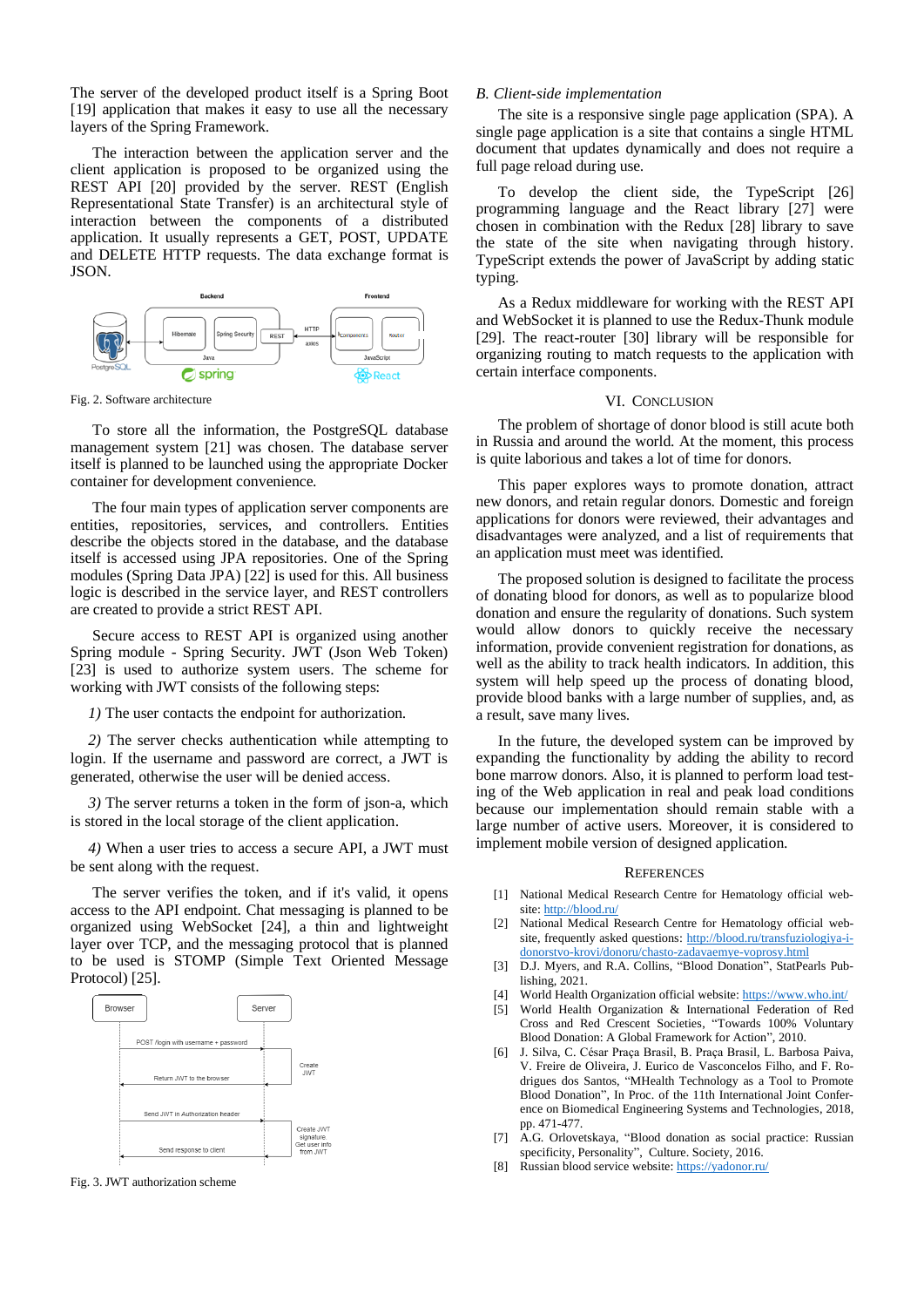The server of the developed product itself is a Spring Boot [19] application that makes it easy to use all the necessary layers of the Spring Framework.

The interaction between the application server and the client application is proposed to be organized using the REST API [20] provided by the server. REST (English Representational State Transfer) is an architectural style of interaction between the components of a distributed application. It usually represents a GET, POST, UPDATE and DELETE HTTP requests. The data exchange format is JSON.

Fig. 2. Software architecture

To store all the information, the PostgreSQL database management system [21] was chosen. The database server itself is planned to be launched using the appropriate Docker container for development convenience.

The four main types of application server components are entities, repositories, services, and controllers. Entities describe the objects stored in the database, and the database itself is accessed using JPA repositories. One of the Spring modules (Spring Data JPA) [22] is used for this. All business logic is described in the service layer, and REST controllers are created to provide a strict REST API.

Secure access to REST API is organized using another Spring module - Spring Security. JWT (Json Web Token) [23] is used to authorize system users. The scheme for working with JWT consists of the following steps:

*1)* The user contacts the endpoint for authorization.

*2)* The server checks authentication while attempting to login. If the username and password are correct, a JWT is generated, otherwise the user will be denied access.

*3)* The server returns a token in the form of json-a, which is stored in the local storage of the client application.

*4)* When a user tries to access a secure API, a JWT must be sent along with the request.

The server verifies the token, and if it's valid, it opens access to the API endpoint. Chat messaging is planned to be organized using WebSocket [24], a thin and lightweight layer over TCP, and the messaging protocol that is planned to be used is STOMP (Simple Text Oriented Message Protocol) [25].

Fig. 3. JWT authorization scheme

### *B. Client-side implementation*

The site is a responsive single page application (SPA). A single page application is a site that contains a single HTML document that updates dynamically and does not require a full page reload during use.

To develop the client side, the TypeScript [26] programming language and the React library [27] were chosen in combination with the Redux [28] library to save the state of the site when navigating through history. TypeScript extends the power of JavaScript by adding static typing.

As a Redux middleware for working with the REST API and WebSocket it is planned to use the Redux-Thunk module [29]. The react-router [30] library will be responsible for organizing routing to match requests to the application with certain interface components.

## VI. Conclusion

The problem of shortage of donor blood is still acute both in Russia and around the world. At the moment, this process is quite laborious and takes a lot of time for donors.

This paper explores ways to promote donation, attract new donors, and retain regular donors. Domestic and foreign applications for donors were reviewed, their advantages and disadvantages were analyzed, and a list of requirements that an application must meet was identified.

The proposed solution is designed to facilitate the process of donating blood for donors, as well as to popularize blood donation and ensure the regularity of donations. Such system would allow donors to quickly receive the necessary information, provide convenient registration for donations, as well as the ability to track health indicators. In addition, this system will help speed up the process of donating blood, provide blood banks with a large number of supplies, and, as a result, save many lives.

In the future, the developed system can be improved by expanding the functionality by adding the ability to record bone marrow donors. Also, it is planned to perform load testing of the Web application in real and peak load conditions because our implementation should remain stable with a large number of active users. Moreover, it is considered to implement mobile version of designed application.

## References

[1] National Medical Research Centre for Hematology official website: http://blood.ru/

[2] National Medical Research Centre for Hematology official website, frequently asked questions: http://blood.ru/transfuziologiya-i-donorstvo-krovi/donoru/chasto-zadavaemye-voprosy.html

[3] D.J. Myers, and R.A. Collins, "Blood Donation", StatPearls Publishing, 2021.

[4] World Health Organization official website: https://www.who.int/

[5] World Health Organization & International Federation of Red Cross and Red Crescent Societies, "Towards 100% Voluntary Blood Donation: A Global Framework for Action", 2010.

[6] J. Silva, C. César Praça Brasil, B. Praça Brasil, L. Barbosa Paiva, V. Freire de Oliveira, J. Eurico de Vasconcelos Filho, and F. Rodrigues dos Santos, "MHealth Technology as a Tool to Promote Blood Donation", In Proc. of the 11th International Joint Conference on Biomedical Engineering Systems and Technologies, 2018, pp. 471-477.

[7] A.G. Orlovetskaya, "Blood donation as social practice: Russian specificity, Personality", Culture. Society, 2016.

[8] Russian blood service website: https://yadonor.ru/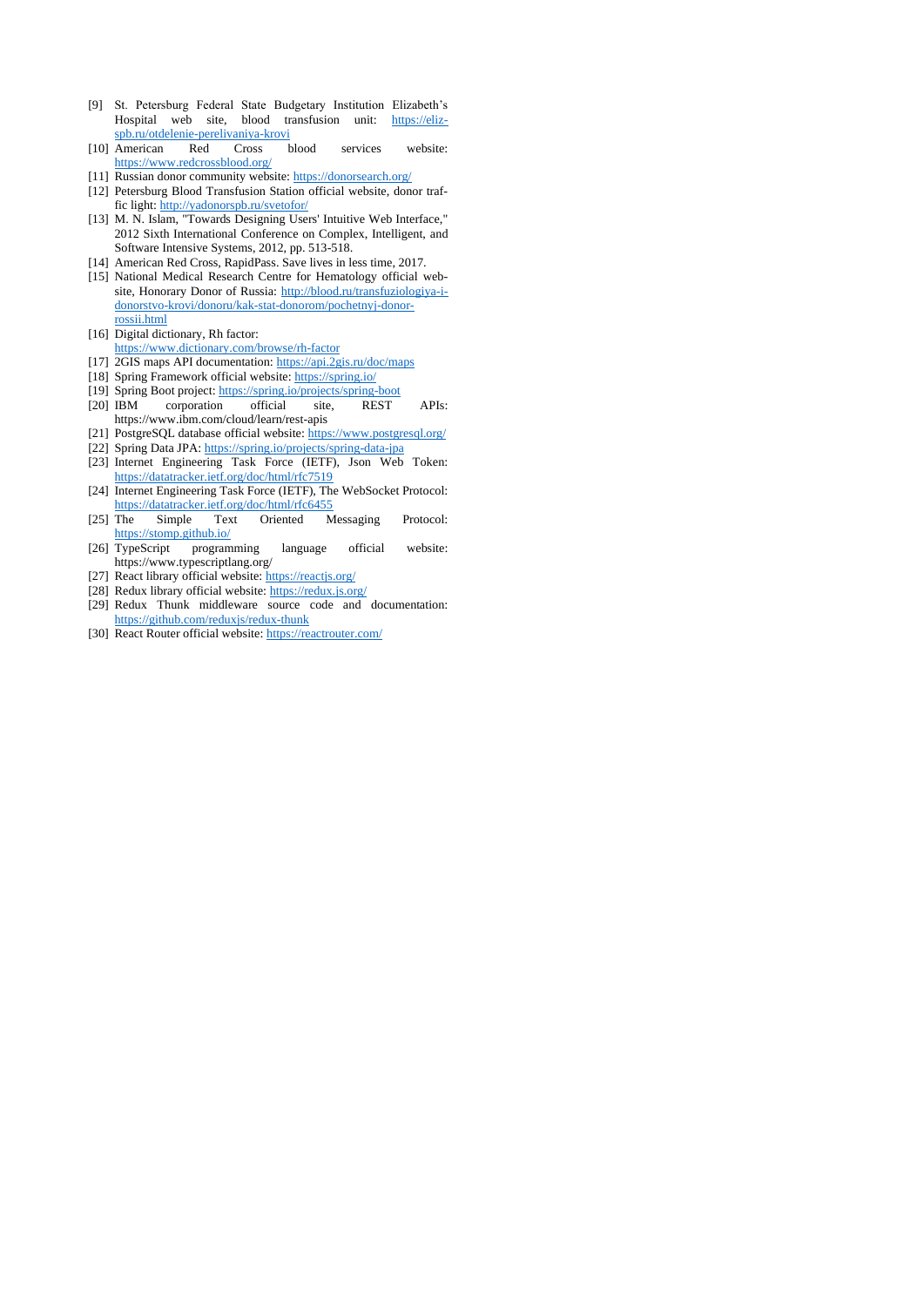[9] St. Petersburg Federal State Budgetary Institution Elizabeth's Hospital web site, blood transfusion unit: https://eliz-spb.ru/otdelenie-perelivaniya-krovi

[10] American Red Cross blood services website: https://www.redcrossblood.org/

[11] Russian donor community website: https://donorsearch.org/

[12] Petersburg Blood Transfusion Station official website, donor traffic light: http://yadonorspb.ru/svetofor/

[13] M. N. Islam, "Towards Designing Users' Intuitive Web Interface," 2012 Sixth International Conference on Complex, Intelligent, and Software Intensive Systems, 2012, pp. 513-518.

[14] American Red Cross, RapidPass. Save lives in less time, 2017.

[15] National Medical Research Centre for Hematology official website, Honorary Donor of Russia: http://blood.ru/transfuziologiya-i-donorstvo-krovi/donoru/kak-stat-donorom/pochetnyj-donor-rossii.html

[16] Digital dictionary, Rh factor: https://www.dictionary.com/browse/rh-factor

[17] 2GIS maps API documentation: https://api.2gis.ru/doc/maps

[18] Spring Framework official website: https://spring.io/

[19] Spring Boot project: https://spring.io/projects/spring-boot

[20] IBM corporation official site, REST APIs: https://www.ibm.com/cloud/learn/rest-apis

[21] PostgreSQL database official website: https://www.postgresql.org/

[22] Spring Data JPA: https://spring.io/projects/spring-data-jpa

[23] Internet Engineering Task Force (IETF), Json Web Token: https://datatracker.ietf.org/doc/html/rfc7519

[24] Internet Engineering Task Force (IETF), The WebSocket Protocol: https://datatracker.ietf.org/doc/html/rfc6455

[25] The Simple Text Oriented Messaging Protocol: https://stomp.github.io/

[26] TypeScript programming language official website: https://www.typescriptlang.org/

[27] React library official website: https://reactjs.org/

[28] Redux library official website: https://redux.js.org/

[29] Redux Thunk middleware source code and documentation: https://github.com/reduxjs/redux-thunk

[30] React Router official website: https://reactrouter.com/